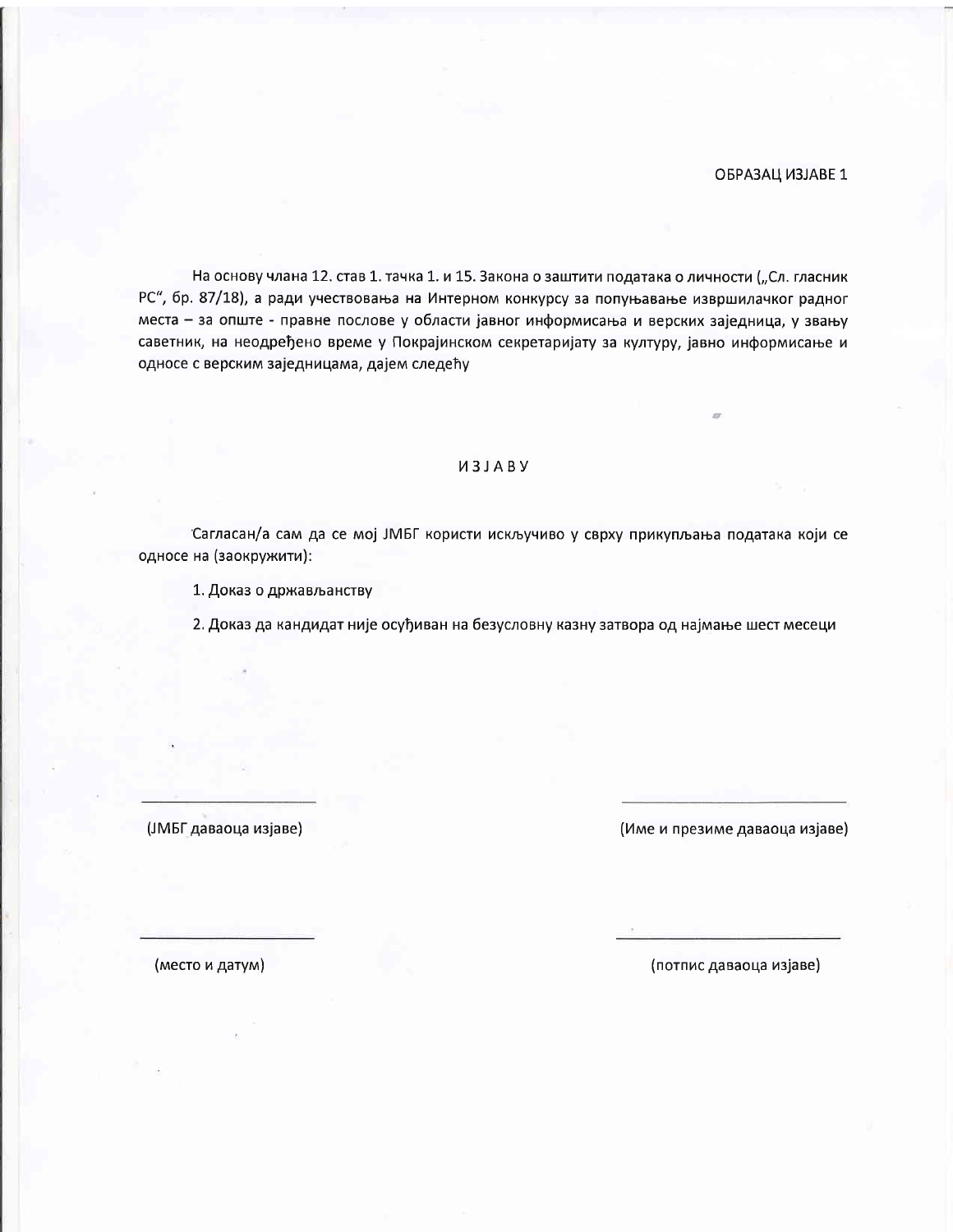ОБРАЗАЦ ИЗЈАВЕ 1

На основу члана 12. став 1. тачка 1. и 15. Закона о заштити података о личности („Сл. гласник РС", бр. 87/18), а ради учествовања на Интерном конкурсу за попуњавање извршилачког радног места – за опште - правне послове у области јавног информисања и верских заједница, у звању саветник, на неодређено време у Покрајинском секретаријату за културу, јавно информисање и односе с верским заједницама, дајем следећу

## И З Ј А В У

Сагласан/а сам да се мој ЈМБГ користи искључиво у сврху прикупљања података који се односе на (заокружити):

1. Доказ о држављанству
2. Доказ да кандидат није осуђиван на безусловну казну затвора од најмање шест месеци

| | |
|---|---|
| ______________________ | ______________________ |
| (ЈМБГ даваоца изјаве) | (Име и презиме даваоца изјаве) |
| ______________________ | ______________________ |
| (место и датум) | (потпис даваоца изјаве) |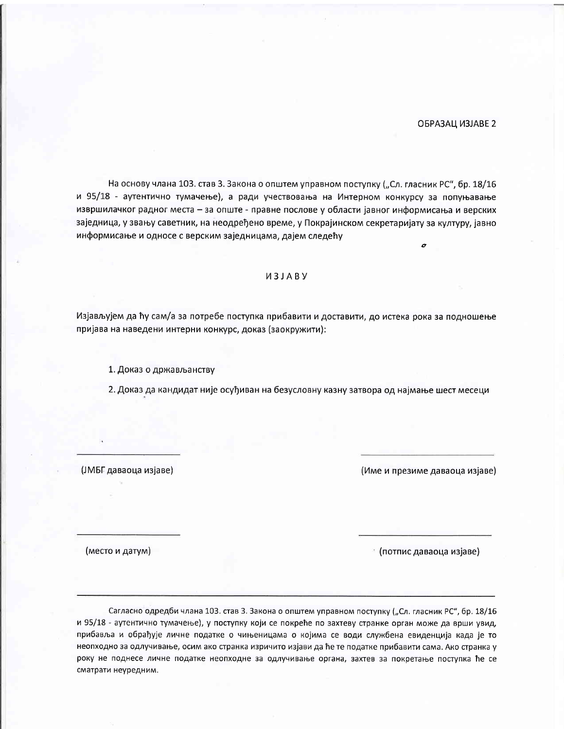ОБРАЗАЦ ИЗЈАВЕ 2

На основу члана 103. став 3. Закона о општем управном поступку („Сл. гласник РС", бр. 18/16 и 95/18 - аутентично тумачење), а ради учествовања на Интерном конкурсу за попуњавање извршилачког радног места – за опште - правне послове у области јавног информисања и верских заједница, у звању саветник, на неодређено време, у Покрајинском секретаријату за културу, јавно информисање и односе с верским заједницама, дајем следећу

## ИЗЈАВУ

Изјављујем да ћу сам/а за потребе поступка прибавити и доставити, до истека рока за подношење пријава на наведени интерни конкурс, доказ (заокружити):

1. Доказ о држављанству
2. Доказ да кандидат није осуђиван на безусловну казну затвора од најмање шест месеци

______________________ (ЈМБГ даваоца изјаве)

______________________ (Име и презиме даваоца изјаве)

______________________ (место и датум)

______________________ (потпис даваоца изјаве)

---

Сагласно одредби члана 103. став 3. Закона о општем управном поступку („Сл. гласник РС", бр. 18/16 и 95/18 - аутентично тумачење), у поступку који се покреће по захтеву странке орган може да врши увид, прибавља и обрађује личне податке о чињеницама о којима се води службена евиденција када је то неопходно за одлучивање, осим ако странка изричито изјави да ће те податке прибавити сама. Ако странка у року не поднесе личне податке неопходне за одлучивање органа, захтев за покретање поступка ће се сматрати неуредним.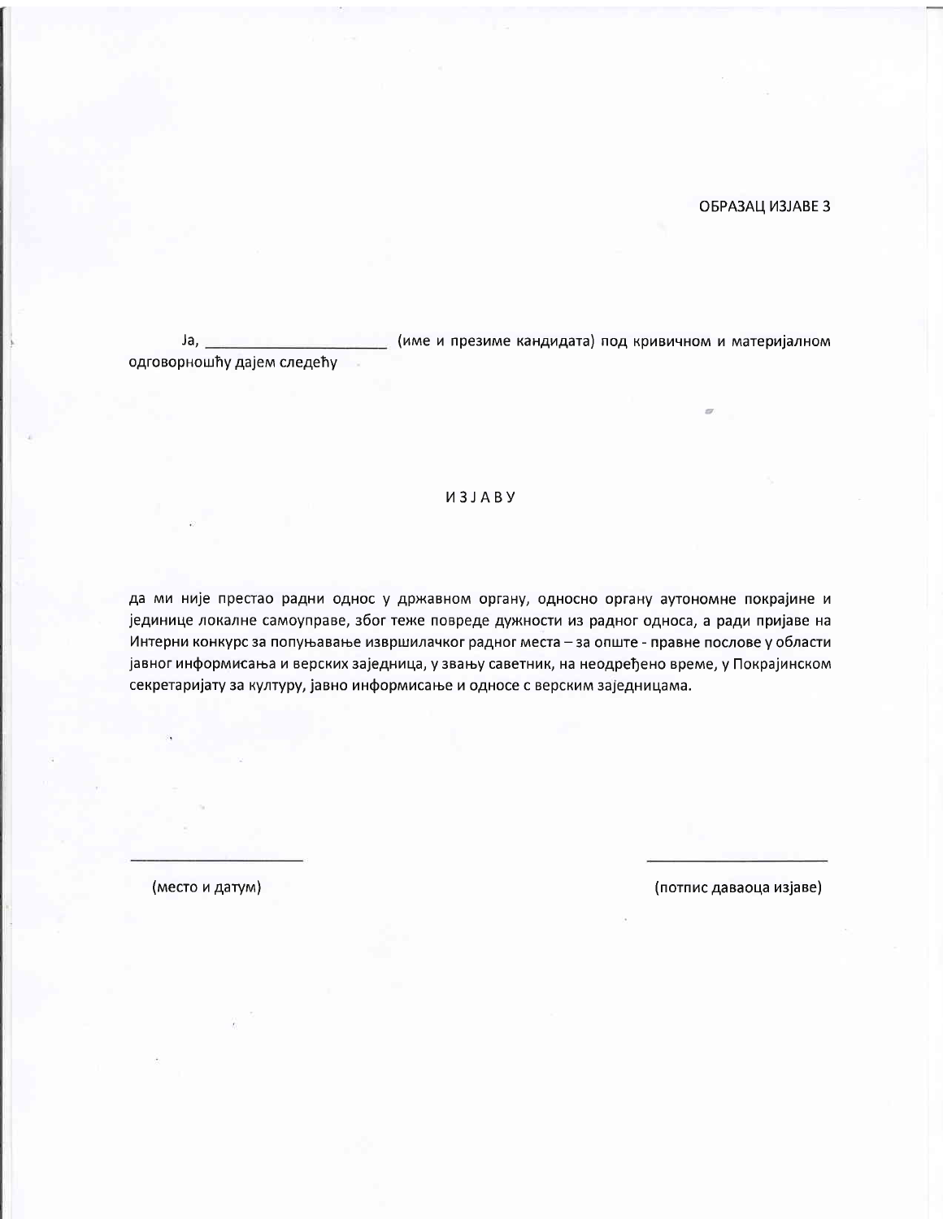ОБРАЗАЦ ИЗЈАВЕ 3

Ја, ______________________ (име и презиме кандидата) под кривичном и материјалном одговорношћу дајем следећу

# И З Ј А В У

да ми није престао радни однос у државном органу, односно органу аутономне покрајине и јединице локалне самоуправе, због теже повреде дужности из радног односа, а ради пријаве на Интерни конкурс за попуњавање извршилачког радног места – за опште - правне послове у области јавног информисања и верских заједница, у звању саветник, на неодређено време, у Покрајинском секретаријату за културу, јавно информисање и односе с верским заједницама.

______________________

(место и датум)

______________________

(потпис даваоца изјаве)